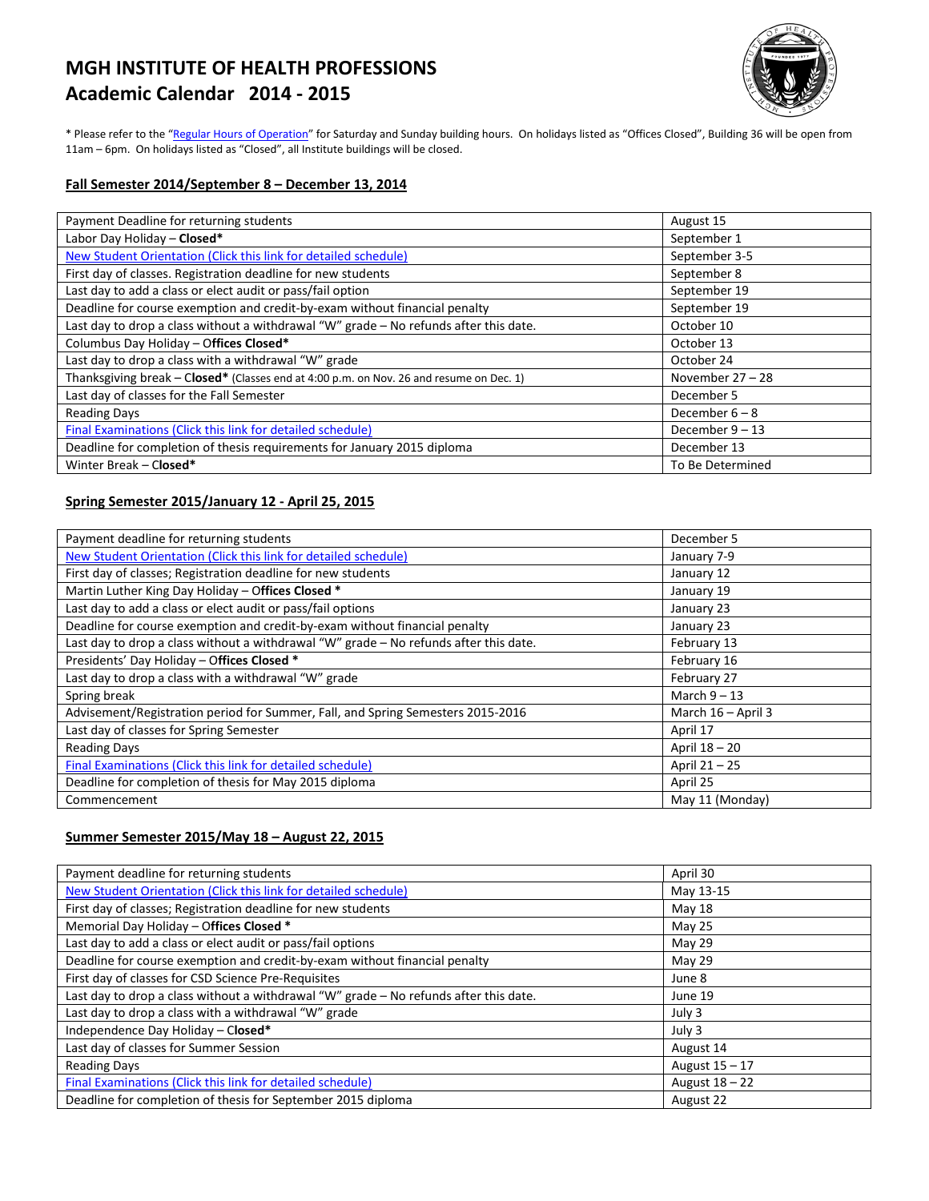# MGH INSTITUTE OF HEALTH PROFESSIONS
# Academic Calendar 2014 - 2015

* Please refer to the "Regular Hours of Operation" for Saturday and Sunday building hours. On holidays listed as "Offices Closed", Building 36 will be open from 11am – 6pm. On holidays listed as "Closed", all Institute buildings will be closed.

## Fall Semester 2014/September 8 – December 13, 2014

| | |
|---|---|
| Payment Deadline for returning students | August 15 |
| Labor Day Holiday – **Closed*** | September 1 |
| New Student Orientation (Click this link for detailed schedule) | September 3-5 |
| First day of classes. Registration deadline for new students | September 8 |
| Last day to add a class or elect audit or pass/fail option | September 19 |
| Deadline for course exemption and credit-by-exam without financial penalty | September 19 |
| Last day to drop a class without a withdrawal "W" grade – No refunds after this date. | October 10 |
| Columbus Day Holiday – **Offices Closed*** | October 13 |
| Last day to drop a class with a withdrawal "W" grade | October 24 |
| Thanksgiving break – **Closed*** (Classes end at 4:00 p.m. on Nov. 26 and resume on Dec. 1) | November 27 – 28 |
| Last day of classes for the Fall Semester | December 5 |
| Reading Days | December 6 – 8 |
| Final Examinations (Click this link for detailed schedule) | December 9 – 13 |
| Deadline for completion of thesis requirements for January 2015 diploma | December 13 |
| Winter Break – **Closed*** | To Be Determined |

## Spring Semester 2015/January 12 - April 25, 2015

| | |
|---|---|
| Payment deadline for returning students | December 5 |
| New Student Orientation (Click this link for detailed schedule) | January 7-9 |
| First day of classes; Registration deadline for new students | January 12 |
| Martin Luther King Day Holiday – **Offices Closed *** | January 19 |
| Last day to add a class or elect audit or pass/fail options | January 23 |
| Deadline for course exemption and credit-by-exam without financial penalty | January 23 |
| Last day to drop a class without a withdrawal "W" grade – No refunds after this date. | February 13 |
| Presidents' Day Holiday – **Offices Closed *** | February 16 |
| Last day to drop a class with a withdrawal "W" grade | February 27 |
| Spring break | March 9 – 13 |
| Advisement/Registration period for Summer, Fall, and Spring Semesters 2015-2016 | March 16 – April 3 |
| Last day of classes for Spring Semester | April 17 |
| Reading Days | April 18 – 20 |
| Final Examinations (Click this link for detailed schedule) | April 21 – 25 |
| Deadline for completion of thesis for May 2015 diploma | April 25 |
| Commencement | May 11 (Monday) |

## Summer Semester 2015/May 18 – August 22, 2015

| | |
|---|---|
| Payment deadline for returning students | April 30 |
| New Student Orientation (Click this link for detailed schedule) | May 13-15 |
| First day of classes; Registration deadline for new students | May 18 |
| Memorial Day Holiday – **Offices Closed *** | May 25 |
| Last day to add a class or elect audit or pass/fail options | May 29 |
| Deadline for course exemption and credit-by-exam without financial penalty | May 29 |
| First day of classes for CSD Science Pre-Requisites | June 8 |
| Last day to drop a class without a withdrawal "W" grade – No refunds after this date. | June 19 |
| Last day to drop a class with a withdrawal "W" grade | July 3 |
| Independence Day Holiday – **Closed*** | July 3 |
| Last day of classes for Summer Session | August 14 |
| Reading Days | August 15 – 17 |
| Final Examinations (Click this link for detailed schedule) | August 18 – 22 |
| Deadline for completion of thesis for September 2015 diploma | August 22 |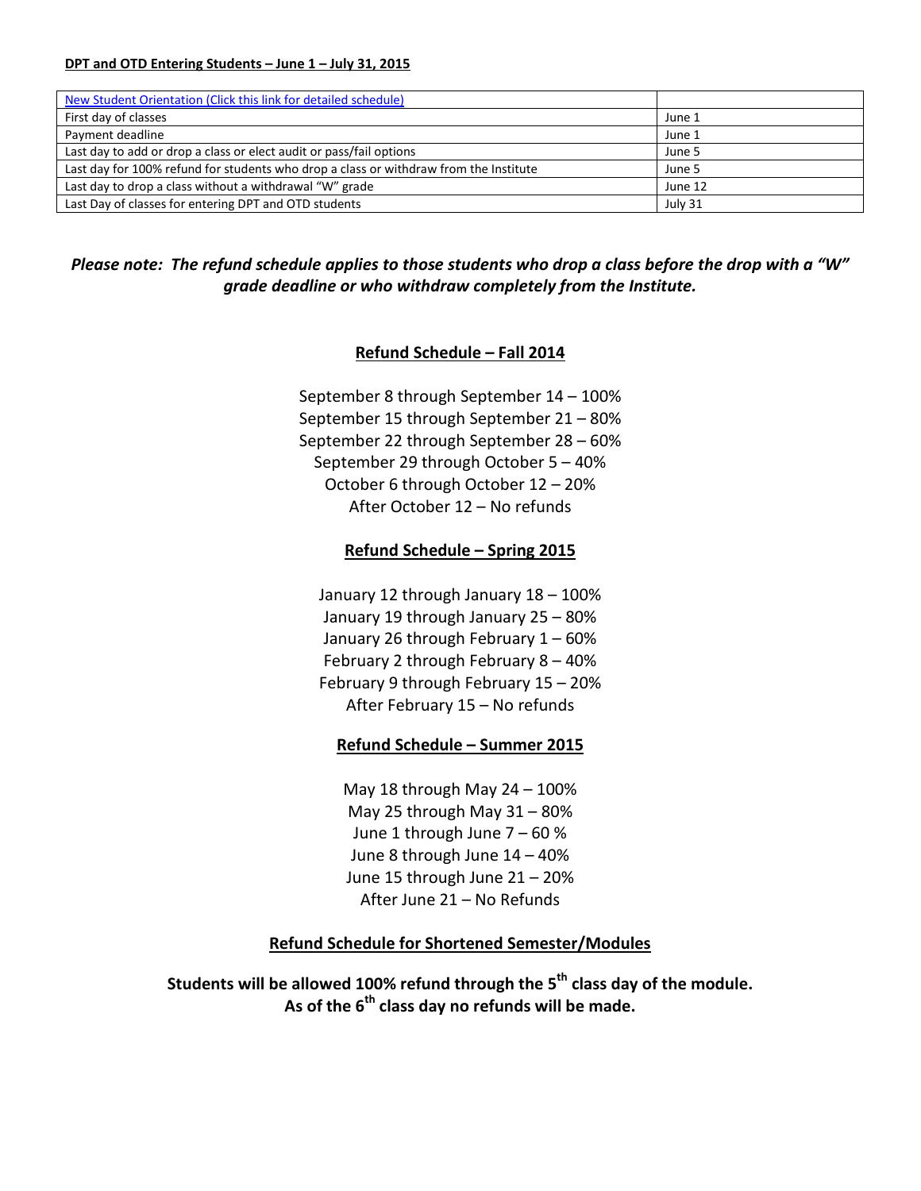**DPT and OTD Entering Students – June 1 – July 31, 2015**

| | |
|---|---|
| [New Student Orientation (Click this link for detailed schedule)]() | |
| First day of classes | June 1 |
| Payment deadline | June 1 |
| Last day to add or drop a class or elect audit or pass/fail options | June 5 |
| Last day for 100% refund for students who drop a class or withdraw from the Institute | June 5 |
| Last day to drop a class without a withdrawal "W" grade | June 12 |
| Last Day of classes for entering DPT and OTD students | July 31 |

***Please note: The refund schedule applies to those students who drop a class before the drop with a "W" grade deadline or who withdraw completely from the Institute.***

## Refund Schedule – Fall 2014

September 8 through September 14 – 100%
September 15 through September 21 – 80%
September 22 through September 28 – 60%
September 29 through October 5 – 40%
October 6 through October 12 – 20%
After October 12 – No refunds

## Refund Schedule – Spring 2015

January 12 through January 18 – 100%
January 19 through January 25 – 80%
January 26 through February 1 – 60%
February 2 through February 8 – 40%
February 9 through February 15 – 20%
After February 15 – No refunds

## Refund Schedule – Summer 2015

May 18 through May 24 – 100%
May 25 through May 31 – 80%
June 1 through June 7 – 60 %
June 8 through June 14 – 40%
June 15 through June 21 – 20%
After June 21 – No Refunds

## Refund Schedule for Shortened Semester/Modules

**Students will be allowed 100% refund through the 5th class day of the module. As of the 6th class day no refunds will be made.**